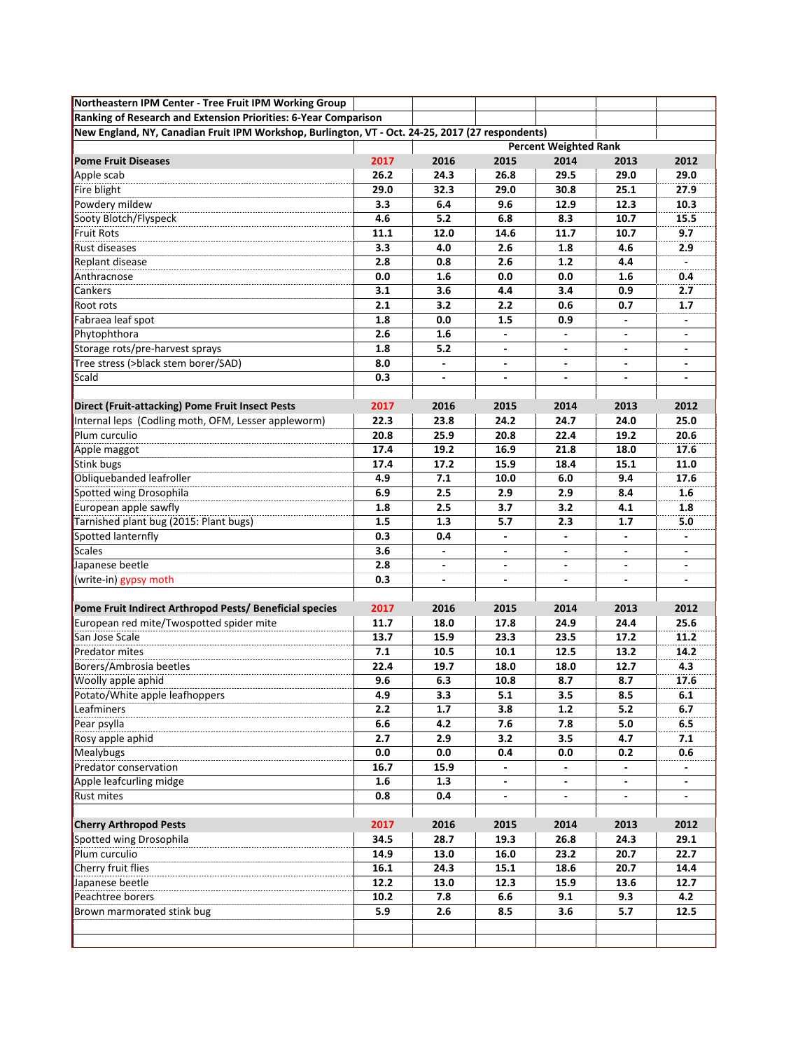**Northeastern IPM Center - Tree Fruit IPM Working Group**

**Ranking of Research and Extension Priorities: 6-Year Comparison**

**New England, NY, Canadian Fruit IPM Workshop, Burlington, VT - Oct. 24-25, 2017 (27 respondents)**

| | | Percent Weighted Rank | | | | |
|---|---|---|---|---|---|---|
| **Pome Fruit Diseases** | **2017** | **2016** | **2015** | **2014** | **2013** | **2012** |
| Apple scab | **26.2** | **24.3** | **26.8** | **29.5** | **29.0** | **29.0** |
| Fire blight | **29.0** | **32.3** | **29.0** | **30.8** | **25.1** | **27.9** |
| Powdery mildew | **3.3** | **6.4** | **9.6** | **12.9** | **12.3** | **10.3** |
| Sooty Blotch/Flyspeck | **4.6** | **5.2** | **6.8** | **8.3** | **10.7** | **15.5** |
| Fruit Rots | **11.1** | **12.0** | **14.6** | **11.7** | **10.7** | **9.7** |
| Rust diseases | **3.3** | **4.0** | **2.6** | **1.8** | **4.6** | **2.9** |
| Replant disease | **2.8** | **0.8** | **2.6** | **1.2** | **4.4** | **-** |
| Anthracnose | **0.0** | **1.6** | **0.0** | **0.0** | **1.6** | **0.4** |
| Cankers | **3.1** | **3.6** | **4.4** | **3.4** | **0.9** | **2.7** |
| Root rots | **2.1** | **3.2** | **2.2** | **0.6** | **0.7** | **1.7** |
| Fabraea leaf spot | **1.8** | **0.0** | **1.5** | **0.9** | **-** | **-** |
| Phytophthora | **2.6** | **1.6** | **-** | **-** | **-** | **-** |
| Storage rots/pre-harvest sprays | **1.8** | **5.2** | **-** | **-** | **-** | **-** |
| Tree stress (>black stem borer/SAD) | **8.0** | **-** | **-** | **-** | **-** | **-** |
| Scald | **0.3** | **-** | **-** | **-** | **-** | **-** |
| | | | | | | |
| **Direct (Fruit-attacking) Pome Fruit Insect Pests** | **2017** | **2016** | **2015** | **2014** | **2013** | **2012** |
| Internal leps (Codling moth, OFM, Lesser appleworm) | **22.3** | **23.8** | **24.2** | **24.7** | **24.0** | **25.0** |
| Plum curculio | **20.8** | **25.9** | **20.8** | **22.4** | **19.2** | **20.6** |
| Apple maggot | **17.4** | **19.2** | **16.9** | **21.8** | **18.0** | **17.6** |
| Stink bugs | **17.4** | **17.2** | **15.9** | **18.4** | **15.1** | **11.0** |
| Obliquebanded leafroller | **4.9** | **7.1** | **10.0** | **6.0** | **9.4** | **17.6** |
| Spotted wing Drosophila | **6.9** | **2.5** | **2.9** | **2.9** | **8.4** | **1.6** |
| European apple sawfly | **1.8** | **2.5** | **3.7** | **3.2** | **4.1** | **1.8** |
| Tarnished plant bug (2015: Plant bugs) | **1.5** | **1.3** | **5.7** | **2.3** | **1.7** | **5.0** |
| Spotted lanternfly | **0.3** | **0.4** | **-** | **-** | **-** | **-** |
| Scales | **3.6** | **-** | **-** | **-** | **-** | **-** |
| Japanese beetle | **2.8** | **-** | **-** | **-** | **-** | **-** |
| (write-in) gypsy moth | **0.3** | **-** | **-** | **-** | **-** | **-** |
| | | | | | | |
| **Pome Fruit Indirect Arthropod Pests/ Beneficial species** | **2017** | **2016** | **2015** | **2014** | **2013** | **2012** |
| European red mite/Twospotted spider mite | **11.7** | **18.0** | **17.8** | **24.9** | **24.4** | **25.6** |
| San Jose Scale | **13.7** | **15.9** | **23.3** | **23.5** | **17.2** | **11.2** |
| Predator mites | **7.1** | **10.5** | **10.1** | **12.5** | **13.2** | **14.2** |
| Borers/Ambrosia beetles | **22.4** | **19.7** | **18.0** | **18.0** | **12.7** | **4.3** |
| Woolly apple aphid | **9.6** | **6.3** | **10.8** | **8.7** | **8.7** | **17.6** |
| Potato/White apple leafhoppers | **4.9** | **3.3** | **5.1** | **3.5** | **8.5** | **6.1** |
| Leafminers | **2.2** | **1.7** | **3.8** | **1.2** | **5.2** | **6.7** |
| Pear psylla | **6.6** | **4.2** | **7.6** | **7.8** | **5.0** | **6.5** |
| Rosy apple aphid | **2.7** | **2.9** | **3.2** | **3.5** | **4.7** | **7.1** |
| Mealybugs | **0.0** | **0.0** | **0.4** | **0.0** | **0.2** | **0.6** |
| Predator conservation | **16.7** | **15.9** | **-** | **-** | **-** | **-** |
| Apple leafcurling midge | **1.6** | **1.3** | **-** | **-** | **-** | **-** |
| Rust mites | **0.8** | **0.4** | **-** | **-** | **-** | **-** |
| | | | | | | |
| **Cherry Arthropod Pests** | **2017** | **2016** | **2015** | **2014** | **2013** | **2012** |
| Spotted wing Drosophila | **34.5** | **28.7** | **19.3** | **26.8** | **24.3** | **29.1** |
| Plum curculio | **14.9** | **13.0** | **16.0** | **23.2** | **20.7** | **22.7** |
| Cherry fruit flies | **16.1** | **24.3** | **15.1** | **18.6** | **20.7** | **14.4** |
| Japanese beetle | **12.2** | **13.0** | **12.3** | **15.9** | **13.6** | **12.7** |
| Peachtree borers | **10.2** | **7.8** | **6.6** | **9.1** | **9.3** | **4.2** |
| Brown marmorated stink bug | **5.9** | **2.6** | **8.5** | **3.6** | **5.7** | **12.5** |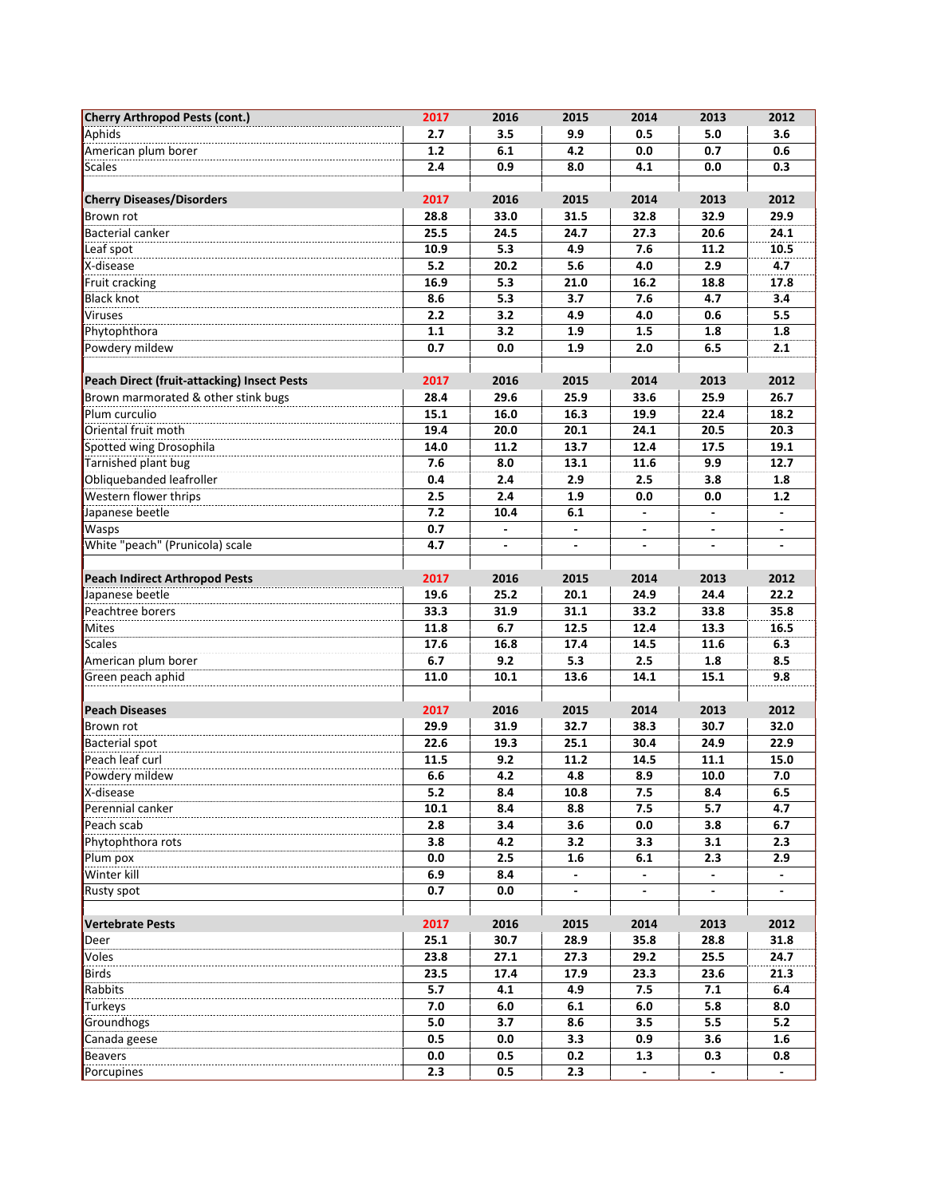| Cherry Arthropod Pests (cont.) | 2017 | 2016 | 2015 | 2014 | 2013 | 2012 |
|---|---|---|---|---|---|---|
| Aphids | 2.7 | 3.5 | 9.9 | 0.5 | 5.0 | 3.6 |
| American plum borer | 1.2 | 6.1 | 4.2 | 0.0 | 0.7 | 0.6 |
| Scales | 2.4 | 0.9 | 8.0 | 4.1 | 0.0 | 0.3 |

| Cherry Diseases/Disorders | 2017 | 2016 | 2015 | 2014 | 2013 | 2012 |
|---|---|---|---|---|---|---|
| Brown rot | 28.8 | 33.0 | 31.5 | 32.8 | 32.9 | 29.9 |
| Bacterial canker | 25.5 | 24.5 | 24.7 | 27.3 | 20.6 | 24.1 |
| Leaf spot | 10.9 | 5.3 | 4.9 | 7.6 | 11.2 | 10.5 |
| X-disease | 5.2 | 20.2 | 5.6 | 4.0 | 2.9 | 4.7 |
| Fruit cracking | 16.9 | 5.3 | 21.0 | 16.2 | 18.8 | 17.8 |
| Black knot | 8.6 | 5.3 | 3.7 | 7.6 | 4.7 | 3.4 |
| Viruses | 2.2 | 3.2 | 4.9 | 4.0 | 0.6 | 5.5 |
| Phytophthora | 1.1 | 3.2 | 1.9 | 1.5 | 1.8 | 1.8 |
| Powdery mildew | 0.7 | 0.0 | 1.9 | 2.0 | 6.5 | 2.1 |

| Peach Direct (fruit-attacking) Insect Pests | 2017 | 2016 | 2015 | 2014 | 2013 | 2012 |
|---|---|---|---|---|---|---|
| Brown marmorated & other stink bugs | 28.4 | 29.6 | 25.9 | 33.6 | 25.9 | 26.7 |
| Plum curculio | 15.1 | 16.0 | 16.3 | 19.9 | 22.4 | 18.2 |
| Oriental fruit moth | 19.4 | 20.0 | 20.1 | 24.1 | 20.5 | 20.3 |
| Spotted wing Drosophila | 14.0 | 11.2 | 13.7 | 12.4 | 17.5 | 19.1 |
| Tarnished plant bug | 7.6 | 8.0 | 13.1 | 11.6 | 9.9 | 12.7 |
| Obliquebanded leafroller | 0.4 | 2.4 | 2.9 | 2.5 | 3.8 | 1.8 |
| Western flower thrips | 2.5 | 2.4 | 1.9 | 0.0 | 0.0 | 1.2 |
| Japanese beetle | 7.2 | 10.4 | 6.1 | - | - | - |
| Wasps | 0.7 | - | - | - | - | - |
| White "peach" (Prunicola) scale | 4.7 | - | - | - | - | - |

| Peach Indirect Arthropod Pests | 2017 | 2016 | 2015 | 2014 | 2013 | 2012 |
|---|---|---|---|---|---|---|
| Japanese beetle | 19.6 | 25.2 | 20.1 | 24.9 | 24.4 | 22.2 |
| Peachtree borers | 33.3 | 31.9 | 31.1 | 33.2 | 33.8 | 35.8 |
| Mites | 11.8 | 6.7 | 12.5 | 12.4 | 13.3 | 16.5 |
| Scales | 17.6 | 16.8 | 17.4 | 14.5 | 11.6 | 6.3 |
| American plum borer | 6.7 | 9.2 | 5.3 | 2.5 | 1.8 | 8.5 |
| Green peach aphid | 11.0 | 10.1 | 13.6 | 14.1 | 15.1 | 9.8 |

| Peach Diseases | 2017 | 2016 | 2015 | 2014 | 2013 | 2012 |
|---|---|---|---|---|---|---|
| Brown rot | 29.9 | 31.9 | 32.7 | 38.3 | 30.7 | 32.0 |
| Bacterial spot | 22.6 | 19.3 | 25.1 | 30.4 | 24.9 | 22.9 |
| Peach leaf curl | 11.5 | 9.2 | 11.2 | 14.5 | 11.1 | 15.0 |
| Powdery mildew | 6.6 | 4.2 | 4.8 | 8.9 | 10.0 | 7.0 |
| X-disease | 5.2 | 8.4 | 10.8 | 7.5 | 8.4 | 6.5 |
| Perennial canker | 10.1 | 8.4 | 8.8 | 7.5 | 5.7 | 4.7 |
| Peach scab | 2.8 | 3.4 | 3.6 | 0.0 | 3.8 | 6.7 |
| Phytophthora rots | 3.8 | 4.2 | 3.2 | 3.3 | 3.1 | 2.3 |
| Plum pox | 0.0 | 2.5 | 1.6 | 6.1 | 2.3 | 2.9 |
| Winter kill | 6.9 | 8.4 | - | - | - | - |
| Rusty spot | 0.7 | 0.0 | - | - | - | - |

| Vertebrate Pests | 2017 | 2016 | 2015 | 2014 | 2013 | 2012 |
|---|---|---|---|---|---|---|
| Deer | 25.1 | 30.7 | 28.9 | 35.8 | 28.8 | 31.8 |
| Voles | 23.8 | 27.1 | 27.3 | 29.2 | 25.5 | 24.7 |
| Birds | 23.5 | 17.4 | 17.9 | 23.3 | 23.6 | 21.3 |
| Rabbits | 5.7 | 4.1 | 4.9 | 7.5 | 7.1 | 6.4 |
| Turkeys | 7.0 | 6.0 | 6.1 | 6.0 | 5.8 | 8.0 |
| Groundhogs | 5.0 | 3.7 | 8.6 | 3.5 | 5.5 | 5.2 |
| Canada geese | 0.5 | 0.0 | 3.3 | 0.9 | 3.6 | 1.6 |
| Beavers | 0.0 | 0.5 | 0.2 | 1.3 | 0.3 | 0.8 |
| Porcupines | 2.3 | 0.5 | 2.3 | - | - | - |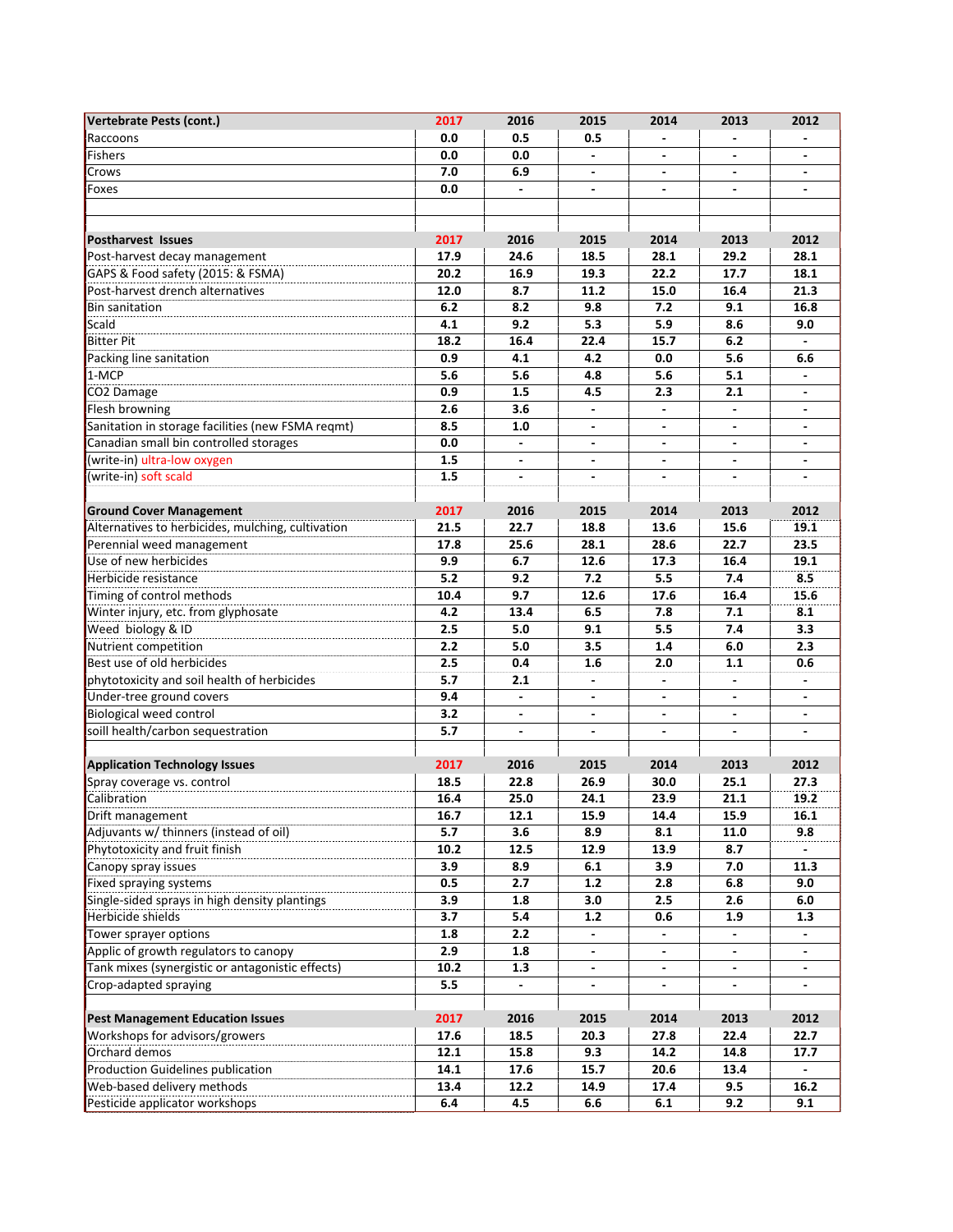| Vertebrate Pests (cont.) | 2017 | 2016 | 2015 | 2014 | 2013 | 2012 |
|---|---|---|---|---|---|---|
| Raccoons | 0.0 | 0.5 | 0.5 | - | - | - |
| Fishers | 0.0 | 0.0 | - | - | - | - |
| Crows | 7.0 | 6.9 | - | - | - | - |
| Foxes | 0.0 | - | - | - | - | - |

| Postharvest Issues | 2017 | 2016 | 2015 | 2014 | 2013 | 2012 |
|---|---|---|---|---|---|---|
| Post-harvest decay management | 17.9 | 24.6 | 18.5 | 28.1 | 29.2 | 28.1 |
| GAPS & Food safety (2015: & FSMA) | 20.2 | 16.9 | 19.3 | 22.2 | 17.7 | 18.1 |
| Post-harvest drench alternatives | 12.0 | 8.7 | 11.2 | 15.0 | 16.4 | 21.3 |
| Bin sanitation | 6.2 | 8.2 | 9.8 | 7.2 | 9.1 | 16.8 |
| Scald | 4.1 | 9.2 | 5.3 | 5.9 | 8.6 | 9.0 |
| Bitter Pit | 18.2 | 16.4 | 22.4 | 15.7 | 6.2 | - |
| Packing line sanitation | 0.9 | 4.1 | 4.2 | 0.0 | 5.6 | 6.6 |
| 1-MCP | 5.6 | 5.6 | 4.8 | 5.6 | 5.1 | - |
| $CO_2$ Damage | 0.9 | 1.5 | 4.5 | 2.3 | 2.1 | - |
| Flesh browning | 2.6 | 3.6 | - | - | - | - |
| Sanitation in storage facilities (new FSMA reqmt) | 8.5 | 1.0 | - | - | - | - |
| Canadian small bin controlled storages | 0.0 | - | - | - | - | - |
| (write-in) ultra-low oxygen | 1.5 | - | - | - | - | - |
| (write-in) soft scald | 1.5 | - | - | - | - | - |

| Ground Cover Management | 2017 | 2016 | 2015 | 2014 | 2013 | 2012 |
|---|---|---|---|---|---|---|
| Alternatives to herbicides, mulching, cultivation | 21.5 | 22.7 | 18.8 | 13.6 | 15.6 | 19.1 |
| Perennial weed management | 17.8 | 25.6 | 28.1 | 28.6 | 22.7 | 23.5 |
| Use of new herbicides | 9.9 | 6.7 | 12.6 | 17.3 | 16.4 | 19.1 |
| Herbicide resistance | 5.2 | 9.2 | 7.2 | 5.5 | 7.4 | 8.5 |
| Timing of control methods | 10.4 | 9.7 | 12.6 | 17.6 | 16.4 | 15.6 |
| Winter injury, etc. from glyphosate | 4.2 | 13.4 | 6.5 | 7.8 | 7.1 | 8.1 |
| Weed biology & ID | 2.5 | 5.0 | 9.1 | 5.5 | 7.4 | 3.3 |
| Nutrient competition | 2.2 | 5.0 | 3.5 | 1.4 | 6.0 | 2.3 |
| Best use of old herbicides | 2.5 | 0.4 | 1.6 | 2.0 | 1.1 | 0.6 |
| phytotoxicity and soil health of herbicides | 5.7 | 2.1 | - | - | - | - |
| Under-tree ground covers | 9.4 | - | - | - | - | - |
| Biological weed control | 3.2 | - | - | - | - | - |
| soill health/carbon sequestration | 5.7 | - | - | - | - | - |

| Application Technology Issues | 2017 | 2016 | 2015 | 2014 | 2013 | 2012 |
|---|---|---|---|---|---|---|
| Spray coverage vs. control | 18.5 | 22.8 | 26.9 | 30.0 | 25.1 | 27.3 |
| Calibration | 16.4 | 25.0 | 24.1 | 23.9 | 21.1 | 19.2 |
| Drift management | 16.7 | 12.1 | 15.9 | 14.4 | 15.9 | 16.1 |
| Adjuvants w/ thinners (instead of oil) | 5.7 | 3.6 | 8.9 | 8.1 | 11.0 | 9.8 |
| Phytotoxicity and fruit finish | 10.2 | 12.5 | 12.9 | 13.9 | 8.7 | - |
| Canopy spray issues | 3.9 | 8.9 | 6.1 | 3.9 | 7.0 | 11.3 |
| Fixed spraying systems | 0.5 | 2.7 | 1.2 | 2.8 | 6.8 | 9.0 |
| Single-sided sprays in high density plantings | 3.9 | 1.8 | 3.0 | 2.5 | 2.6 | 6.0 |
| Herbicide shields | 3.7 | 5.4 | 1.2 | 0.6 | 1.9 | 1.3 |
| Tower sprayer options | 1.8 | 2.2 | - | - | - | - |
| Applic of growth regulators to canopy | 2.9 | 1.8 | - | - | - | - |
| Tank mixes (synergistic or antagonistic effects) | 10.2 | 1.3 | - | - | - | - |
| Crop-adapted spraying | 5.5 | - | - | - | - | - |

| Pest Management Education Issues | 2017 | 2016 | 2015 | 2014 | 2013 | 2012 |
|---|---|---|---|---|---|---|
| Workshops for advisors/growers | 17.6 | 18.5 | 20.3 | 27.8 | 22.4 | 22.7 |
| Orchard demos | 12.1 | 15.8 | 9.3 | 14.2 | 14.8 | 17.7 |
| Production Guidelines publication | 14.1 | 17.6 | 15.7 | 20.6 | 13.4 | - |
| Web-based delivery methods | 13.4 | 12.2 | 14.9 | 17.4 | 9.5 | 16.2 |
| Pesticide applicator workshops | 6.4 | 4.5 | 6.6 | 6.1 | 9.2 | 9.1 |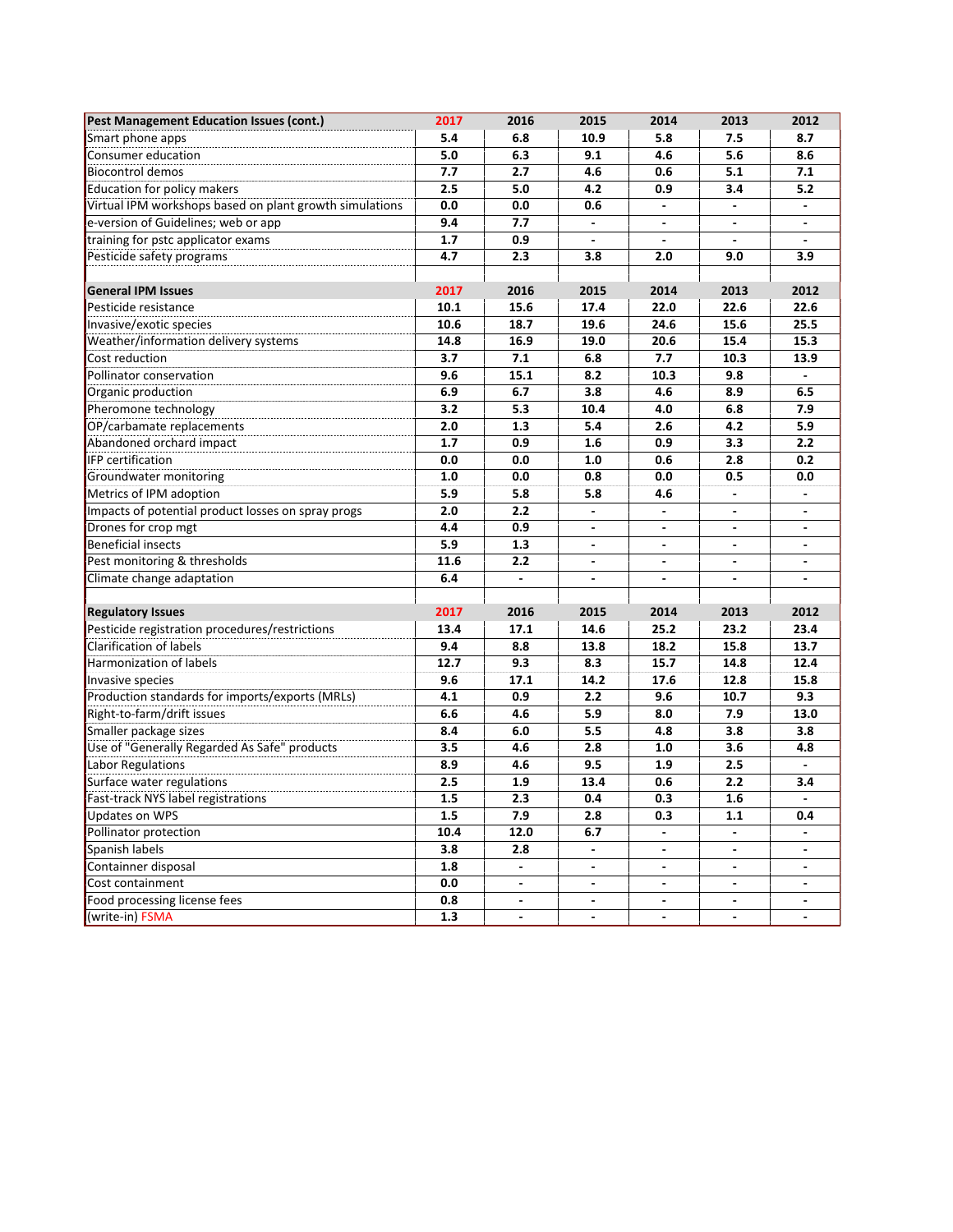| Pest Management Education Issues (cont.) | 2017 | 2016 | 2015 | 2014 | 2013 | 2012 |
|---|---|---|---|---|---|---|
| Smart phone apps | 5.4 | 6.8 | 10.9 | 5.8 | 7.5 | 8.7 |
| Consumer education | 5.0 | 6.3 | 9.1 | 4.6 | 5.6 | 8.6 |
| Biocontrol demos | 7.7 | 2.7 | 4.6 | 0.6 | 5.1 | 7.1 |
| Education for policy makers | 2.5 | 5.0 | 4.2 | 0.9 | 3.4 | 5.2 |
| Virtual IPM workshops based on plant growth simulations | 0.0 | 0.0 | 0.6 | - | - | - |
| e-version of Guidelines; web or app | 9.4 | 7.7 | - | - | - | - |
| training for pstc applicator exams | 1.7 | 0.9 | - | - | - | - |
| Pesticide safety programs | 4.7 | 2.3 | 3.8 | 2.0 | 9.0 | 3.9 |
| | | | | | | |
| **General IPM Issues** | **2017** | **2016** | **2015** | **2014** | **2013** | **2012** |
| Pesticide resistance | 10.1 | 15.6 | 17.4 | 22.0 | 22.6 | 22.6 |
| Invasive/exotic species | 10.6 | 18.7 | 19.6 | 24.6 | 15.6 | 25.5 |
| Weather/information delivery systems | 14.8 | 16.9 | 19.0 | 20.6 | 15.4 | 15.3 |
| Cost reduction | 3.7 | 7.1 | 6.8 | 7.7 | 10.3 | 13.9 |
| Pollinator conservation | 9.6 | 15.1 | 8.2 | 10.3 | 9.8 | - |
| Organic production | 6.9 | 6.7 | 3.8 | 4.6 | 8.9 | 6.5 |
| Pheromone technology | 3.2 | 5.3 | 10.4 | 4.0 | 6.8 | 7.9 |
| OP/carbamate replacements | 2.0 | 1.3 | 5.4 | 2.6 | 4.2 | 5.9 |
| Abandoned orchard impact | 1.7 | 0.9 | 1.6 | 0.9 | 3.3 | 2.2 |
| IFP certification | 0.0 | 0.0 | 1.0 | 0.6 | 2.8 | 0.2 |
| Groundwater monitoring | 1.0 | 0.0 | 0.8 | 0.0 | 0.5 | 0.0 |
| Metrics of IPM adoption | 5.9 | 5.8 | 5.8 | 4.6 | - | - |
| Impacts of potential product losses on spray progs | 2.0 | 2.2 | - | - | - | - |
| Drones for crop mgt | 4.4 | 0.9 | - | - | - | - |
| Beneficial insects | 5.9 | 1.3 | - | - | - | - |
| Pest monitoring & thresholds | 11.6 | 2.2 | - | - | - | - |
| Climate change adaptation | 6.4 | - | - | - | - | - |
| | | | | | | |
| **Regulatory Issues** | **2017** | **2016** | **2015** | **2014** | **2013** | **2012** |
| Pesticide registration procedures/restrictions | 13.4 | 17.1 | 14.6 | 25.2 | 23.2 | 23.4 |
| Clarification of labels | 9.4 | 8.8 | 13.8 | 18.2 | 15.8 | 13.7 |
| Harmonization of labels | 12.7 | 9.3 | 8.3 | 15.7 | 14.8 | 12.4 |
| Invasive species | 9.6 | 17.1 | 14.2 | 17.6 | 12.8 | 15.8 |
| Production standards for imports/exports (MRLs) | 4.1 | 0.9 | 2.2 | 9.6 | 10.7 | 9.3 |
| Right-to-farm/drift issues | 6.6 | 4.6 | 5.9 | 8.0 | 7.9 | 13.0 |
| Smaller package sizes | 8.4 | 6.0 | 5.5 | 4.8 | 3.8 | 3.8 |
| Use of "Generally Regarded As Safe" products | 3.5 | 4.6 | 2.8 | 1.0 | 3.6 | 4.8 |
| Labor Regulations | 8.9 | 4.6 | 9.5 | 1.9 | 2.5 | - |
| Surface water regulations | 2.5 | 1.9 | 13.4 | 0.6 | 2.2 | 3.4 |
| Fast-track NYS label registrations | 1.5 | 2.3 | 0.4 | 0.3 | 1.6 | - |
| Updates on WPS | 1.5 | 7.9 | 2.8 | 0.3 | 1.1 | 0.4 |
| Pollinator protection | 10.4 | 12.0 | 6.7 | - | - | - |
| Spanish labels | 3.8 | 2.8 | - | - | - | - |
| Containner disposal | 1.8 | - | - | - | - | - |
| Cost containment | 0.0 | - | - | - | - | - |
| Food processing license fees | 0.8 | - | - | - | - | - |
| (write-in) FSMA | 1.3 | - | - | - | - | - |